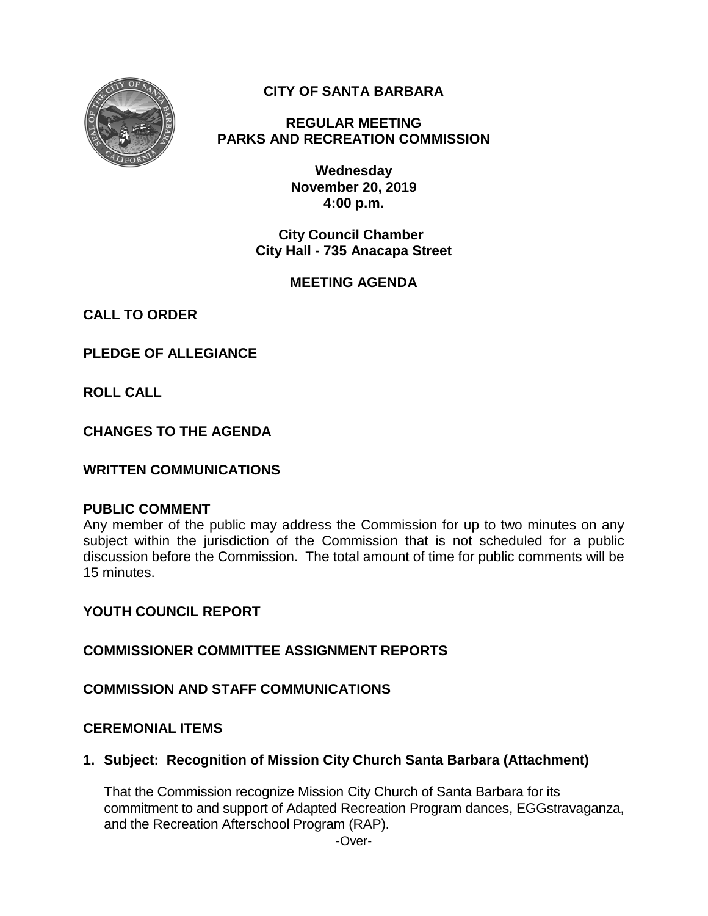# CITY OF SANTA BARBARA

## REGULAR MEETING
## PARKS AND RECREATION COMMISSION

**Wednesday**
**November 20, 2019**
**4:00 p.m.**

**City Council Chamber**
**City Hall - 735 Anacapa Street**

## MEETING AGENDA

**CALL TO ORDER**

**PLEDGE OF ALLEGIANCE**

**ROLL CALL**

**CHANGES TO THE AGENDA**

**WRITTEN COMMUNICATIONS**

**PUBLIC COMMENT**

Any member of the public may address the Commission for up to two minutes on any subject within the jurisdiction of the Commission that is not scheduled for a public discussion before the Commission. The total amount of time for public comments will be 15 minutes.

**YOUTH COUNCIL REPORT**

**COMMISSIONER COMMITTEE ASSIGNMENT REPORTS**

**COMMISSION AND STAFF COMMUNICATIONS**

**CEREMONIAL ITEMS**

**1. Subject: Recognition of Mission City Church Santa Barbara (Attachment)**

That the Commission recognize Mission City Church of Santa Barbara for its commitment to and support of Adapted Recreation Program dances, EGGstravaganza, and the Recreation Afterschool Program (RAP).

-Over-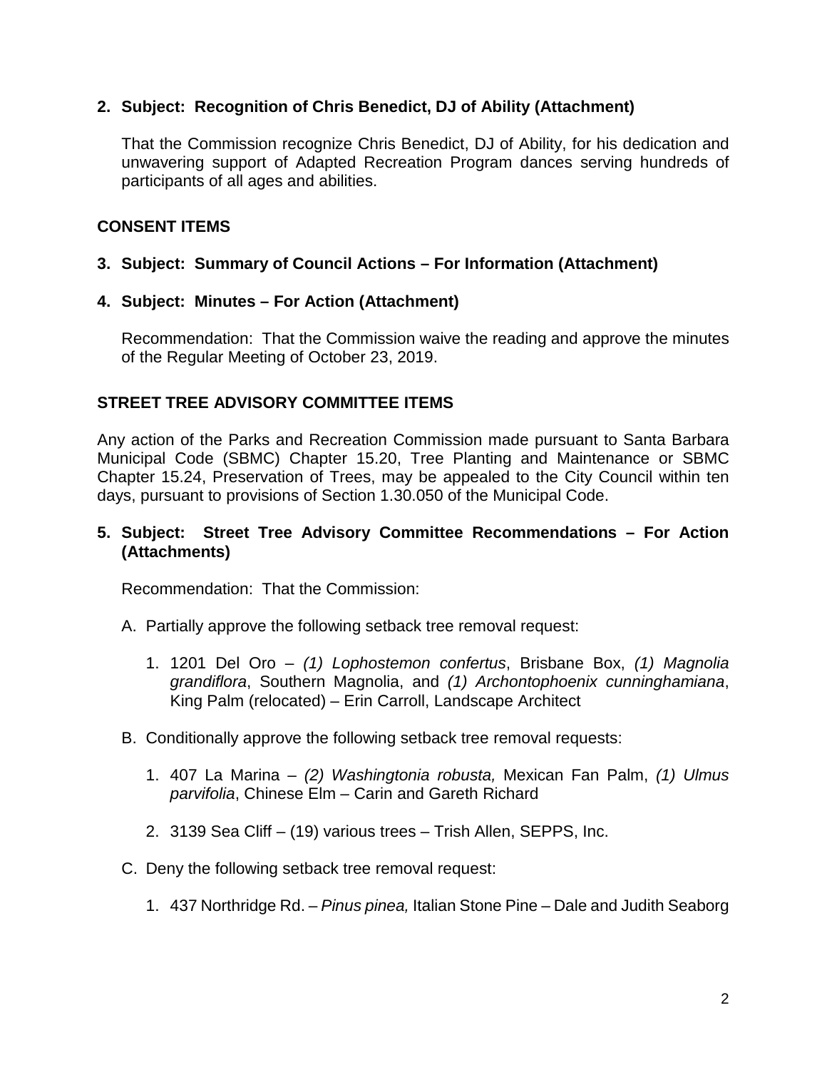**2. Subject: Recognition of Chris Benedict, DJ of Ability (Attachment)**

That the Commission recognize Chris Benedict, DJ of Ability, for his dedication and unwavering support of Adapted Recreation Program dances serving hundreds of participants of all ages and abilities.

## CONSENT ITEMS

**3. Subject: Summary of Council Actions – For Information (Attachment)**

**4. Subject: Minutes – For Action (Attachment)**

Recommendation: That the Commission waive the reading and approve the minutes of the Regular Meeting of October 23, 2019.

## STREET TREE ADVISORY COMMITTEE ITEMS

Any action of the Parks and Recreation Commission made pursuant to Santa Barbara Municipal Code (SBMC) Chapter 15.20, Tree Planting and Maintenance or SBMC Chapter 15.24, Preservation of Trees, may be appealed to the City Council within ten days, pursuant to provisions of Section 1.30.050 of the Municipal Code.

**5. Subject: Street Tree Advisory Committee Recommendations – For Action (Attachments)**

Recommendation: That the Commission:

A. Partially approve the following setback tree removal request:

1. 1201 Del Oro – *(1) Lophostemon confertus*, Brisbane Box, *(1) Magnolia grandiflora*, Southern Magnolia, and *(1) Archontophoenix cunninghamiana*, King Palm (relocated) – Erin Carroll, Landscape Architect

B. Conditionally approve the following setback tree removal requests:

1. 407 La Marina – *(2) Washingtonia robusta,* Mexican Fan Palm, *(1) Ulmus parvifolia*, Chinese Elm – Carin and Gareth Richard

2. 3139 Sea Cliff – (19) various trees – Trish Allen, SEPPS, Inc.

C. Deny the following setback tree removal request:

1. 437 Northridge Rd. – *Pinus pinea,* Italian Stone Pine – Dale and Judith Seaborg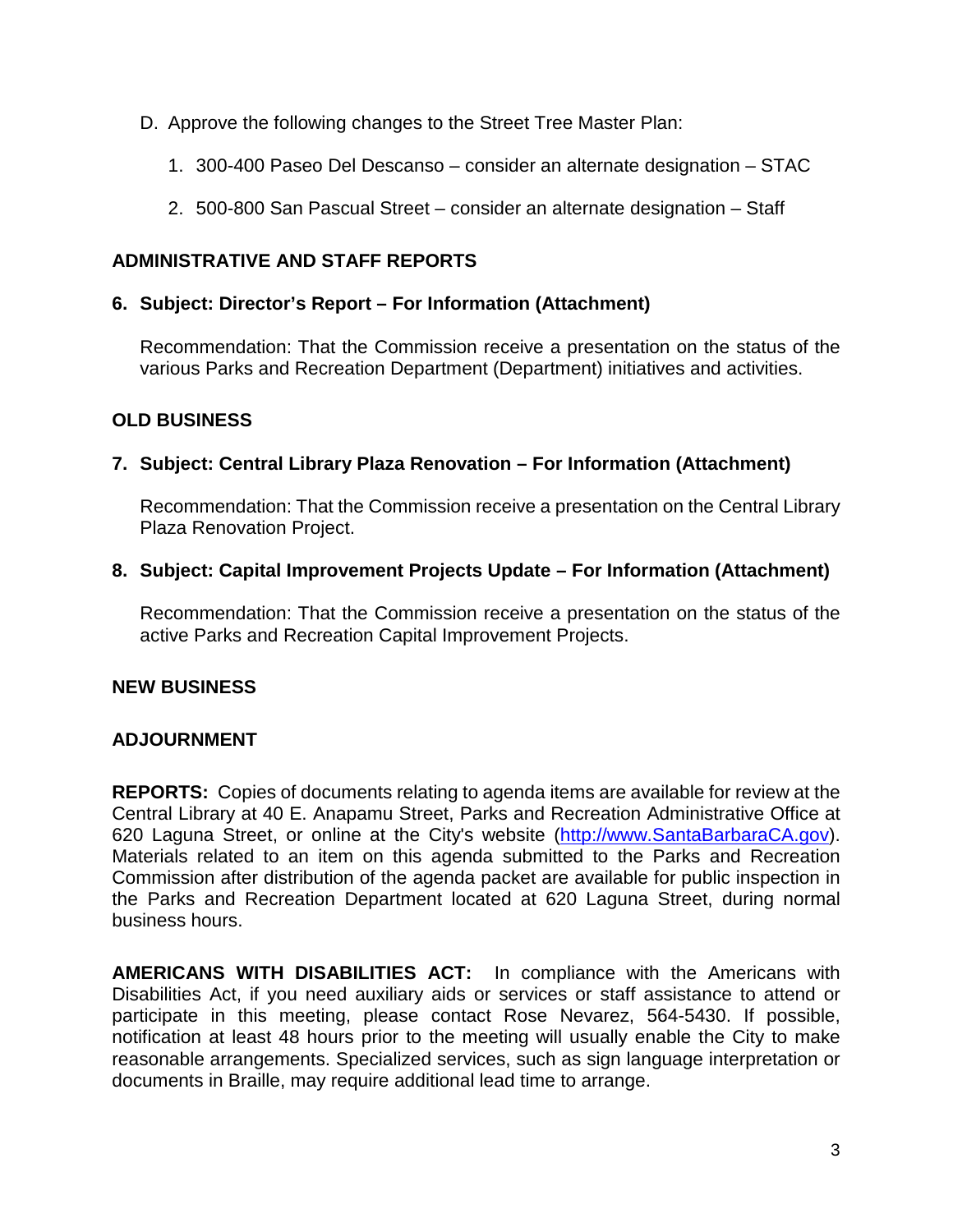D. Approve the following changes to the Street Tree Master Plan:

   1. 300-400 Paseo Del Descanso – consider an alternate designation – STAC

   2. 500-800 San Pascual Street – consider an alternate designation – Staff

**ADMINISTRATIVE AND STAFF REPORTS**

**6. Subject: Director's Report – For Information (Attachment)**

Recommendation: That the Commission receive a presentation on the status of the various Parks and Recreation Department (Department) initiatives and activities.

**OLD BUSINESS**

**7. Subject: Central Library Plaza Renovation – For Information (Attachment)**

Recommendation: That the Commission receive a presentation on the Central Library Plaza Renovation Project.

**8. Subject: Capital Improvement Projects Update – For Information (Attachment)**

Recommendation: That the Commission receive a presentation on the status of the active Parks and Recreation Capital Improvement Projects.

**NEW BUSINESS**

**ADJOURNMENT**

**REPORTS:** Copies of documents relating to agenda items are available for review at the Central Library at 40 E. Anapamu Street, Parks and Recreation Administrative Office at 620 Laguna Street, or online at the City's website (http://www.SantaBarbaraCA.gov). Materials related to an item on this agenda submitted to the Parks and Recreation Commission after distribution of the agenda packet are available for public inspection in the Parks and Recreation Department located at 620 Laguna Street, during normal business hours.

**AMERICANS WITH DISABILITIES ACT:** In compliance with the Americans with Disabilities Act, if you need auxiliary aids or services or staff assistance to attend or participate in this meeting, please contact Rose Nevarez, 564-5430. If possible, notification at least 48 hours prior to the meeting will usually enable the City to make reasonable arrangements. Specialized services, such as sign language interpretation or documents in Braille, may require additional lead time to arrange.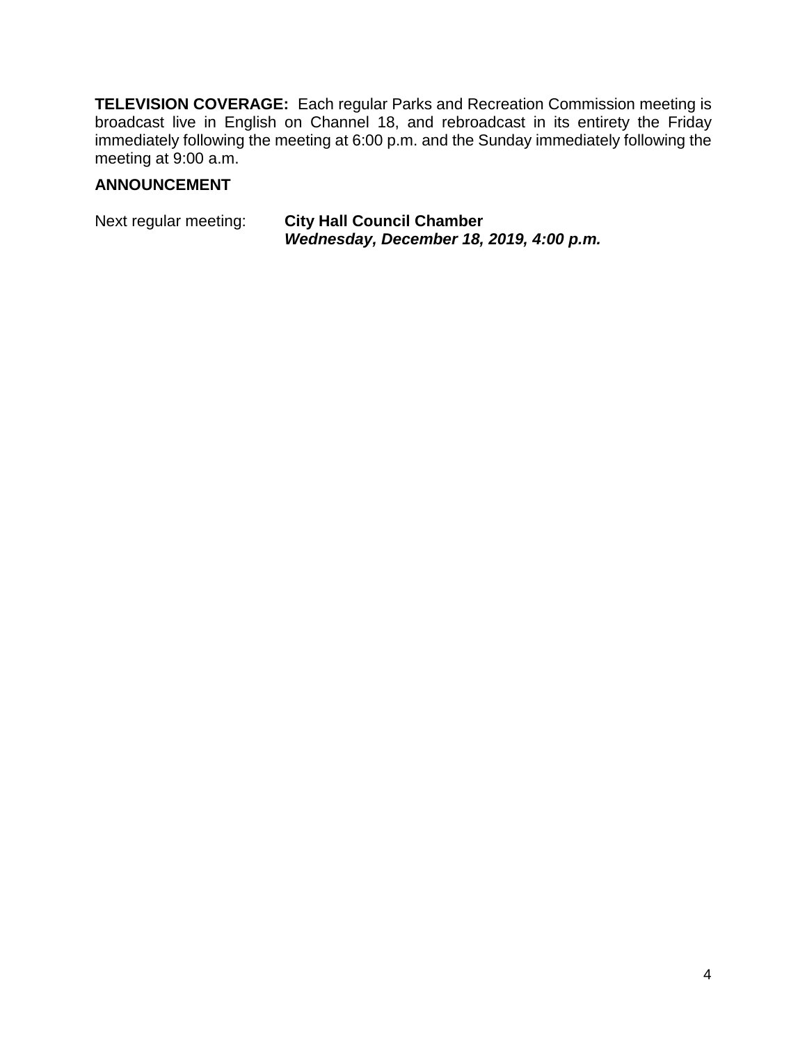**TELEVISION COVERAGE:** Each regular Parks and Recreation Commission meeting is broadcast live in English on Channel 18, and rebroadcast in its entirety the Friday immediately following the meeting at 6:00 p.m. and the Sunday immediately following the meeting at 9:00 a.m.

**ANNOUNCEMENT**

Next regular meeting: **City Hall Council Chamber**
***Wednesday, December 18, 2019, 4:00 p.m.***